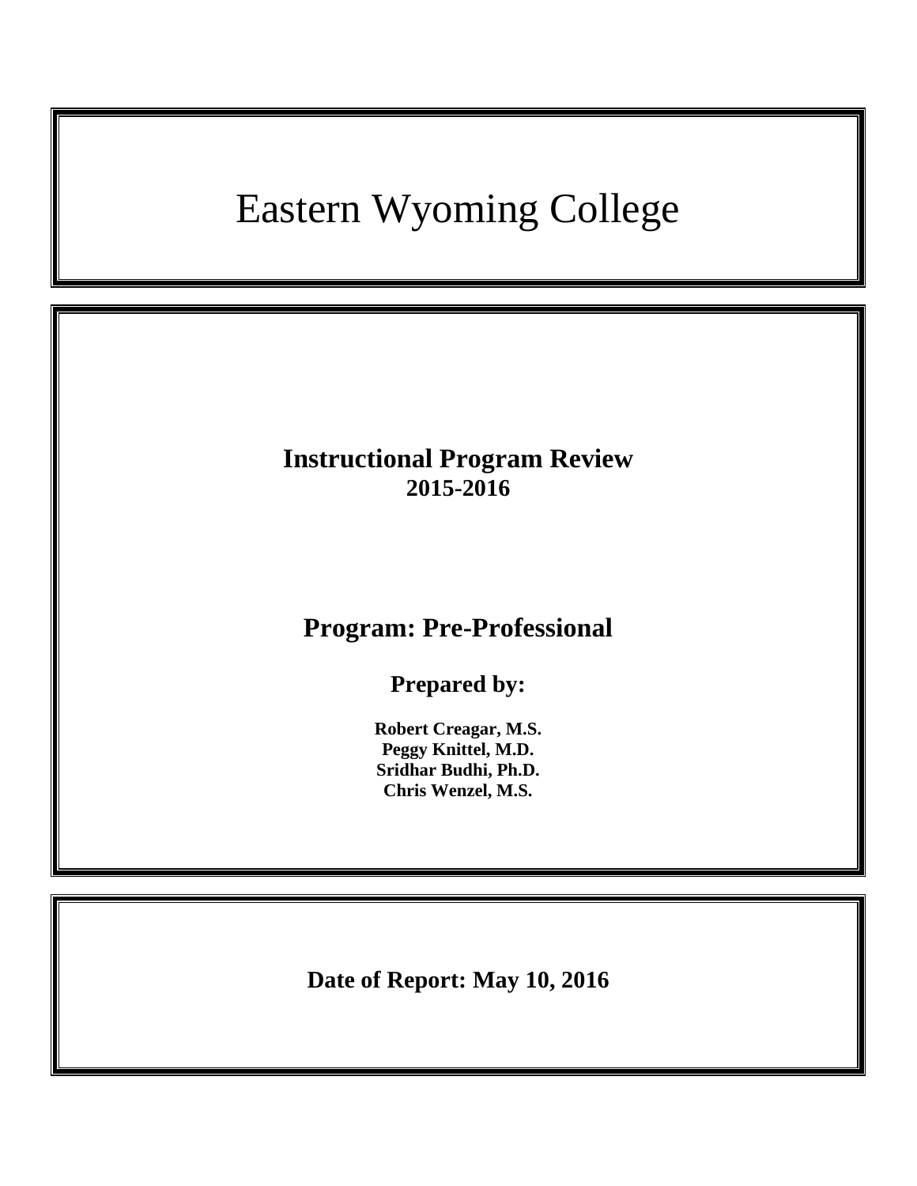# Eastern Wyoming College

## Instructional Program Review
**2015-2016**

## Program: Pre-Professional

### Prepared by:

**Robert Creagar, M.S.**
**Peggy Knittel, M.D.**
**Sridhar Budhi, Ph.D.**
**Chris Wenzel, M.S.**

**Date of Report: May 10, 2016**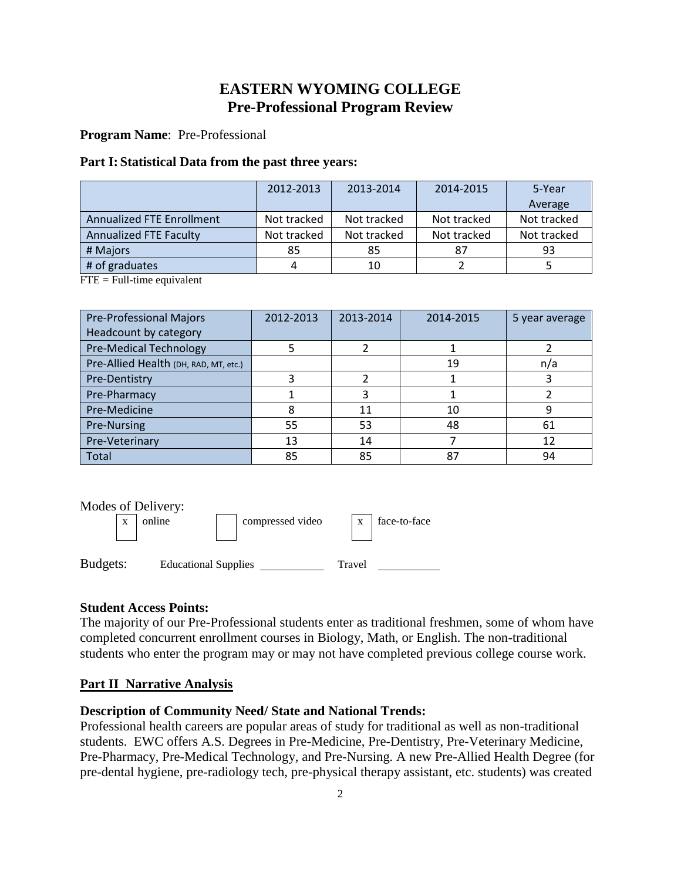# EASTERN WYOMING COLLEGE
## Pre-Professional Program Review

**Program Name**: Pre-Professional

### Part I: Statistical Data from the past three years:

| | 2012-2013 | 2013-2014 | 2014-2015 | 5-Year Average |
|---|---|---|---|---|
| Annualized FTE Enrollment | Not tracked | Not tracked | Not tracked | Not tracked |
| Annualized FTE Faculty | Not tracked | Not tracked | Not tracked | Not tracked |
| # Majors | 85 | 85 | 87 | 93 |
| # of graduates | 4 | 10 | 2 | 5 |

FTE = Full-time equivalent

| Pre-Professional Majors Headcount by category | 2012-2013 | 2013-2014 | 2014-2015 | 5 year average |
|---|---|---|---|---|
| Pre-Medical Technology | 5 | 2 | 1 | 2 |
| Pre-Allied Health (DH, RAD, MT, etc.) | | | 19 | n/a |
| Pre-Dentistry | 3 | 2 | 1 | 3 |
| Pre-Pharmacy | 1 | 3 | 1 | 2 |
| Pre-Medicine | 8 | 11 | 10 | 9 |
| Pre-Nursing | 55 | 53 | 48 | 61 |
| Pre-Veterinary | 13 | 14 | 7 | 12 |
| Total | 85 | 85 | 87 | 94 |

Modes of Delivery:

[x] online [ ] compressed video [x] face-to-face

Budgets: Educational Supplies ____________ Travel ____________

**Student Access Points:**

The majority of our Pre-Professional students enter as traditional freshmen, some of whom have completed concurrent enrollment courses in Biology, Math, or English. The non-traditional students who enter the program may or may not have completed previous college course work.

### Part II Narrative Analysis

**Description of Community Need/ State and National Trends:**

Professional health careers are popular areas of study for traditional as well as non-traditional students. EWC offers A.S. Degrees in Pre-Medicine, Pre-Dentistry, Pre-Veterinary Medicine, Pre-Pharmacy, Pre-Medical Technology, and Pre-Nursing. A new Pre-Allied Health Degree (for pre-dental hygiene, pre-radiology tech, pre-physical therapy assistant, etc. students) was created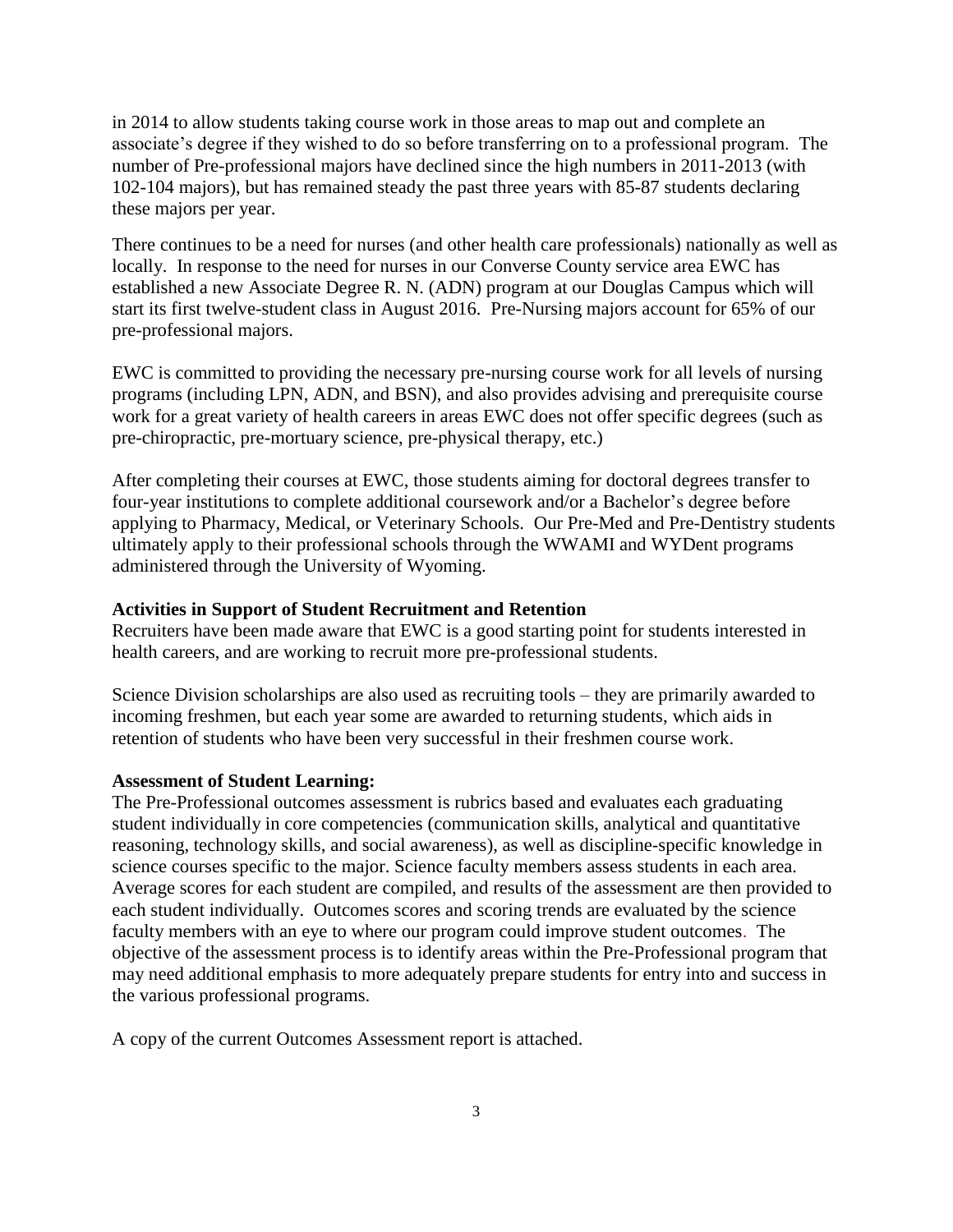in 2014 to allow students taking course work in those areas to map out and complete an associate's degree if they wished to do so before transferring on to a professional program. The number of Pre-professional majors have declined since the high numbers in 2011-2013 (with 102-104 majors), but has remained steady the past three years with 85-87 students declaring these majors per year.

There continues to be a need for nurses (and other health care professionals) nationally as well as locally. In response to the need for nurses in our Converse County service area EWC has established a new Associate Degree R. N. (ADN) program at our Douglas Campus which will start its first twelve-student class in August 2016. Pre-Nursing majors account for 65% of our pre-professional majors.

EWC is committed to providing the necessary pre-nursing course work for all levels of nursing programs (including LPN, ADN, and BSN), and also provides advising and prerequisite course work for a great variety of health careers in areas EWC does not offer specific degrees (such as pre-chiropractic, pre-mortuary science, pre-physical therapy, etc.)

After completing their courses at EWC, those students aiming for doctoral degrees transfer to four-year institutions to complete additional coursework and/or a Bachelor's degree before applying to Pharmacy, Medical, or Veterinary Schools. Our Pre-Med and Pre-Dentistry students ultimately apply to their professional schools through the WWAMI and WYDent programs administered through the University of Wyoming.

**Activities in Support of Student Recruitment and Retention**

Recruiters have been made aware that EWC is a good starting point for students interested in health careers, and are working to recruit more pre-professional students.

Science Division scholarships are also used as recruiting tools – they are primarily awarded to incoming freshmen, but each year some are awarded to returning students, which aids in retention of students who have been very successful in their freshmen course work.

**Assessment of Student Learning:**

The Pre-Professional outcomes assessment is rubrics based and evaluates each graduating student individually in core competencies (communication skills, analytical and quantitative reasoning, technology skills, and social awareness), as well as discipline-specific knowledge in science courses specific to the major. Science faculty members assess students in each area. Average scores for each student are compiled, and results of the assessment are then provided to each student individually. Outcomes scores and scoring trends are evaluated by the science faculty members with an eye to where our program could improve student outcomes. The objective of the assessment process is to identify areas within the Pre-Professional program that may need additional emphasis to more adequately prepare students for entry into and success in the various professional programs.

A copy of the current Outcomes Assessment report is attached.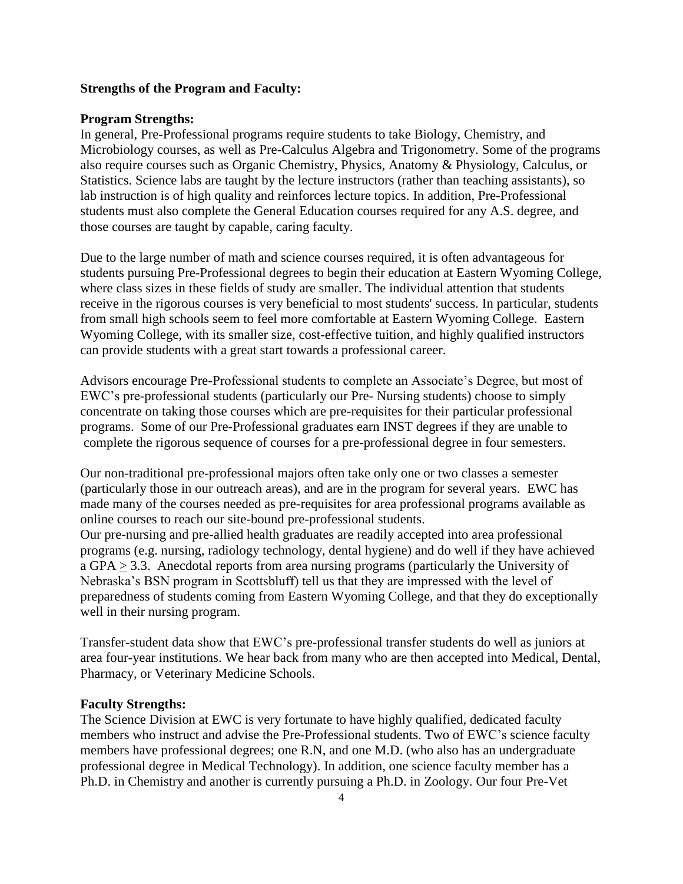**Strengths of the Program and Faculty:**

**Program Strengths:**

In general, Pre-Professional programs require students to take Biology, Chemistry, and Microbiology courses, as well as Pre-Calculus Algebra and Trigonometry. Some of the programs also require courses such as Organic Chemistry, Physics, Anatomy & Physiology, Calculus, or Statistics. Science labs are taught by the lecture instructors (rather than teaching assistants), so lab instruction is of high quality and reinforces lecture topics. In addition, Pre-Professional students must also complete the General Education courses required for any A.S. degree, and those courses are taught by capable, caring faculty.

Due to the large number of math and science courses required, it is often advantageous for students pursuing Pre-Professional degrees to begin their education at Eastern Wyoming College, where class sizes in these fields of study are smaller. The individual attention that students receive in the rigorous courses is very beneficial to most students' success. In particular, students from small high schools seem to feel more comfortable at Eastern Wyoming College. Eastern Wyoming College, with its smaller size, cost-effective tuition, and highly qualified instructors can provide students with a great start towards a professional career.

Advisors encourage Pre-Professional students to complete an Associate's Degree, but most of EWC's pre-professional students (particularly our Pre- Nursing students) choose to simply concentrate on taking those courses which are pre-requisites for their particular professional programs. Some of our Pre-Professional graduates earn INST degrees if they are unable to complete the rigorous sequence of courses for a pre-professional degree in four semesters.

Our non-traditional pre-professional majors often take only one or two classes a semester (particularly those in our outreach areas), and are in the program for several years. EWC has made many of the courses needed as pre-requisites for area professional programs available as online courses to reach our site-bound pre-professional students.

Our pre-nursing and pre-allied health graduates are readily accepted into area professional programs (e.g. nursing, radiology technology, dental hygiene) and do well if they have achieved a GPA $\geq$ 3.3. Anecdotal reports from area nursing programs (particularly the University of Nebraska's BSN program in Scottsbluff) tell us that they are impressed with the level of preparedness of students coming from Eastern Wyoming College, and that they do exceptionally well in their nursing program.

Transfer-student data show that EWC's pre-professional transfer students do well as juniors at area four-year institutions. We hear back from many who are then accepted into Medical, Dental, Pharmacy, or Veterinary Medicine Schools.

**Faculty Strengths:**

The Science Division at EWC is very fortunate to have highly qualified, dedicated faculty members who instruct and advise the Pre-Professional students. Two of EWC's science faculty members have professional degrees; one R.N, and one M.D. (who also has an undergraduate professional degree in Medical Technology). In addition, one science faculty member has a Ph.D. in Chemistry and another is currently pursuing a Ph.D. in Zoology. Our four Pre-Vet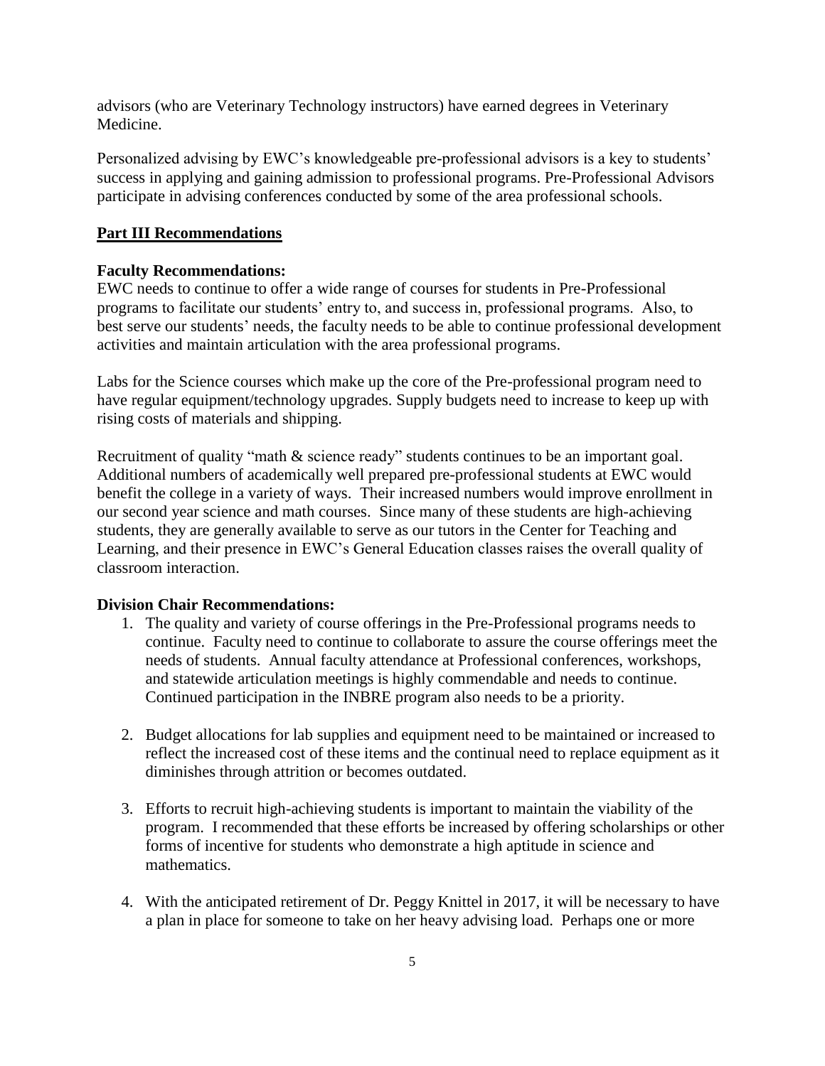advisors (who are Veterinary Technology instructors) have earned degrees in Veterinary Medicine.

Personalized advising by EWC's knowledgeable pre-professional advisors is a key to students' success in applying and gaining admission to professional programs. Pre-Professional Advisors participate in advising conferences conducted by some of the area professional schools.

## Part III Recommendations

**Faculty Recommendations:**

EWC needs to continue to offer a wide range of courses for students in Pre-Professional programs to facilitate our students' entry to, and success in, professional programs. Also, to best serve our students' needs, the faculty needs to be able to continue professional development activities and maintain articulation with the area professional programs.

Labs for the Science courses which make up the core of the Pre-professional program need to have regular equipment/technology upgrades. Supply budgets need to increase to keep up with rising costs of materials and shipping.

Recruitment of quality "math & science ready" students continues to be an important goal. Additional numbers of academically well prepared pre-professional students at EWC would benefit the college in a variety of ways. Their increased numbers would improve enrollment in our second year science and math courses. Since many of these students are high-achieving students, they are generally available to serve as our tutors in the Center for Teaching and Learning, and their presence in EWC's General Education classes raises the overall quality of classroom interaction.

**Division Chair Recommendations:**

1. The quality and variety of course offerings in the Pre-Professional programs needs to continue. Faculty need to continue to collaborate to assure the course offerings meet the needs of students. Annual faculty attendance at Professional conferences, workshops, and statewide articulation meetings is highly commendable and needs to continue. Continued participation in the INBRE program also needs to be a priority.

2. Budget allocations for lab supplies and equipment need to be maintained or increased to reflect the increased cost of these items and the continual need to replace equipment as it diminishes through attrition or becomes outdated.

3. Efforts to recruit high-achieving students is important to maintain the viability of the program. I recommended that these efforts be increased by offering scholarships or other forms of incentive for students who demonstrate a high aptitude in science and mathematics.

4. With the anticipated retirement of Dr. Peggy Knittel in 2017, it will be necessary to have a plan in place for someone to take on her heavy advising load. Perhaps one or more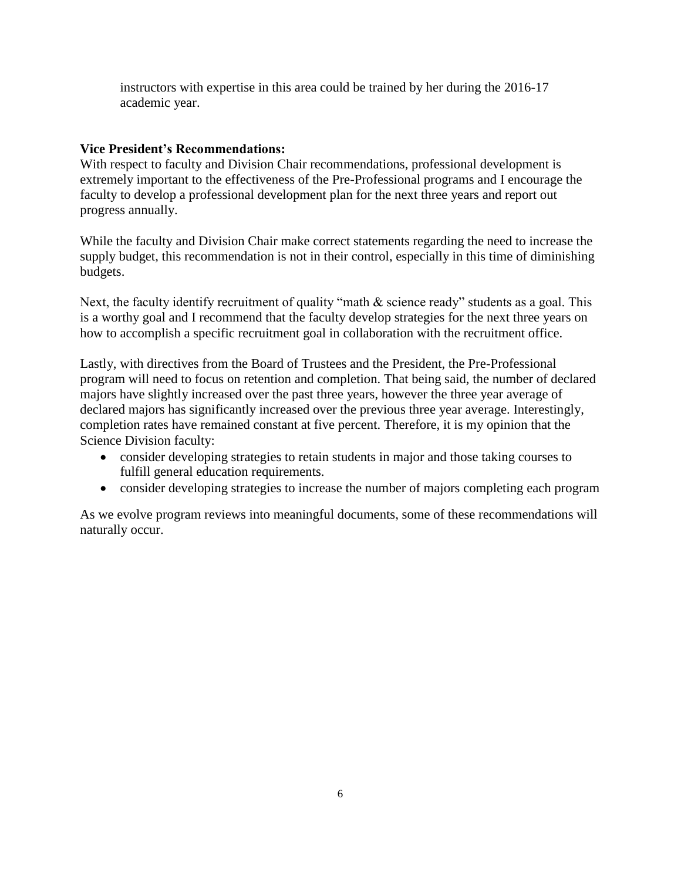instructors with expertise in this area could be trained by her during the 2016-17 academic year.

**Vice President's Recommendations:**

With respect to faculty and Division Chair recommendations, professional development is extremely important to the effectiveness of the Pre-Professional programs and I encourage the faculty to develop a professional development plan for the next three years and report out progress annually.

While the faculty and Division Chair make correct statements regarding the need to increase the supply budget, this recommendation is not in their control, especially in this time of diminishing budgets.

Next, the faculty identify recruitment of quality "math & science ready" students as a goal. This is a worthy goal and I recommend that the faculty develop strategies for the next three years on how to accomplish a specific recruitment goal in collaboration with the recruitment office.

Lastly, with directives from the Board of Trustees and the President, the Pre-Professional program will need to focus on retention and completion. That being said, the number of declared majors have slightly increased over the past three years, however the three year average of declared majors has significantly increased over the previous three year average. Interestingly, completion rates have remained constant at five percent. Therefore, it is my opinion that the Science Division faculty:

- consider developing strategies to retain students in major and those taking courses to fulfill general education requirements.
- consider developing strategies to increase the number of majors completing each program

As we evolve program reviews into meaningful documents, some of these recommendations will naturally occur.